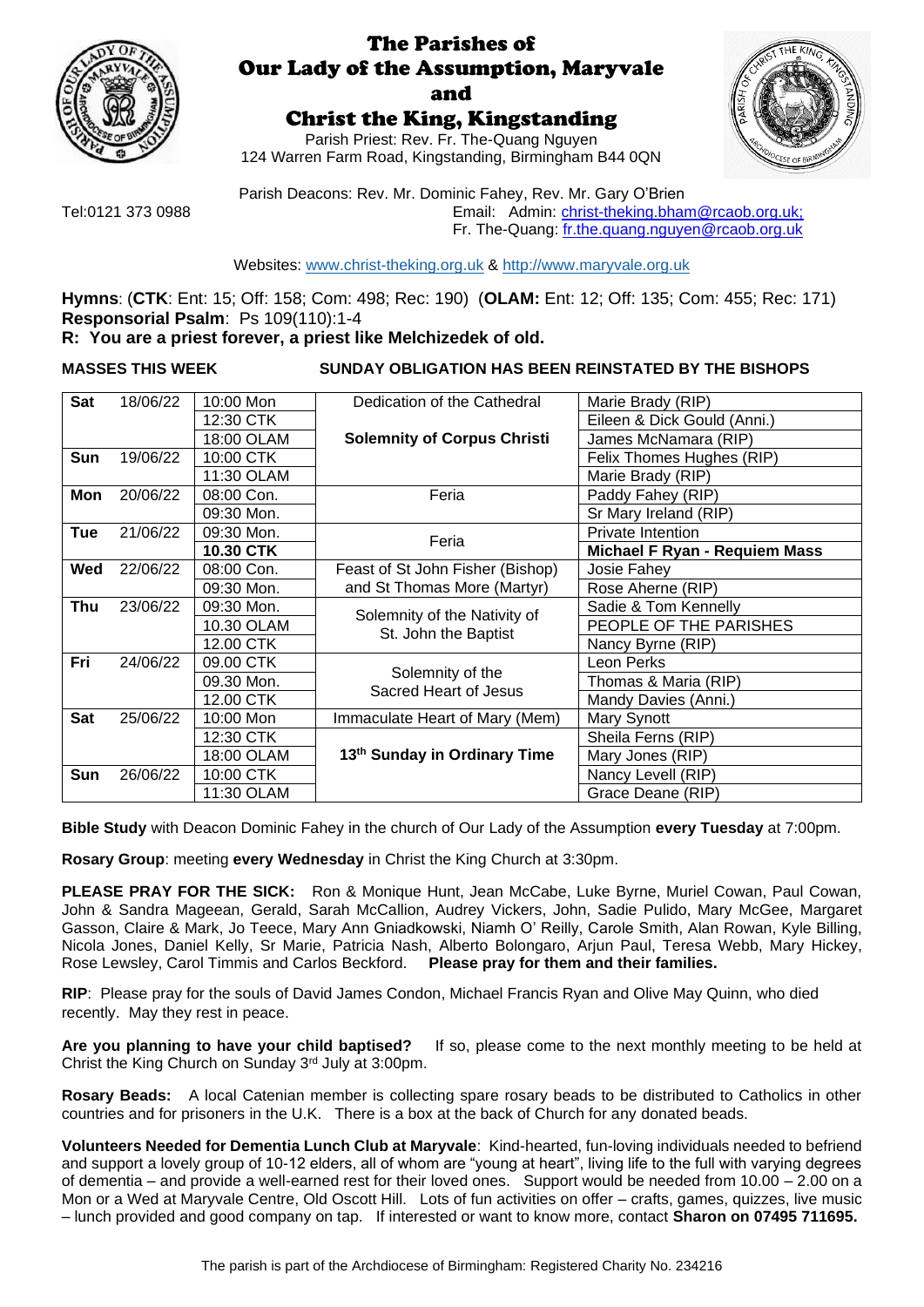# The Parishes of Our Lady of the Assumption, Maryvale and Christ the King, Kingstanding

Parish Priest: Rev. Fr. The-Quang Nguyen
124 Warren Farm Road, Kingstanding, Birmingham B44 0QN

Parish Deacons: Rev. Mr. Dominic Fahey, Rev. Mr. Gary O'Brien

Tel:0121 373 0988

Email: Admin: christ-theking.bham@rcaob.org.uk;
Fr. The-Quang: fr.the.quang.nguyen@rcaob.org.uk

Websites: www.christ-theking.org.uk & http://www.maryvale.org.uk

**Hymns**: (**CTK**: Ent: 15; Off: 158; Com: 498; Rec: 190) (**OLAM:** Ent: 12; Off: 135; Com: 455; Rec: 171)
**Responsorial Psalm**: Ps 109(110):1-4
**R: You are a priest forever, a priest like Melchizedek of old.**

**MASSES THIS WEEK** **SUNDAY OBLIGATION HAS BEEN REINSTATED BY THE BISHOPS**

| Day | Date | Time | Celebration | Intention |
|---|---|---|---|---|
| **Sat** | 18/06/22 | 10:00 Mon | Dedication of the Cathedral | Marie Brady (RIP) |
| | | 12:30 CTK | **Solemnity of Corpus Christi** | Eileen & Dick Gould (Anni.) |
| | | 18:00 OLAM | | James McNamara (RIP) |
| **Sun** | 19/06/22 | 10:00 CTK | | Felix Thomes Hughes (RIP) |
| | | 11:30 OLAM | | Marie Brady (RIP) |
| **Mon** | 20/06/22 | 08:00 Con. | Feria | Paddy Fahey (RIP) |
| | | 09:30 Mon. | | Sr Mary Ireland (RIP) |
| **Tue** | 21/06/22 | 09:30 Mon. | Feria | Private Intention |
| | | **10.30 CTK** | | **Michael F Ryan - Requiem Mass** |
| **Wed** | 22/06/22 | 08:00 Con. | Feast of St John Fisher (Bishop) and St Thomas More (Martyr) | Josie Fahey |
| | | 09:30 Mon. | | Rose Aherne (RIP) |
| **Thu** | 23/06/22 | 09:30 Mon. | Solemnity of the Nativity of St. John the Baptist | Sadie & Tom Kennelly |
| | | 10.30 OLAM | | PEOPLE OF THE PARISHES |
| | | 12.00 CTK | | Nancy Byrne (RIP) |
| **Fri** | 24/06/22 | 09.00 CTK | Solemnity of the Sacred Heart of Jesus | Leon Perks |
| | | 09.30 Mon. | | Thomas & Maria (RIP) |
| | | 12.00 CTK | | Mandy Davies (Anni.) |
| **Sat** | 25/06/22 | 10:00 Mon | Immaculate Heart of Mary (Mem) | Mary Synott |
| | | 12:30 CTK | **13th Sunday in Ordinary Time** | Sheila Ferns (RIP) |
| | | 18:00 OLAM | | Mary Jones (RIP) |
| **Sun** | 26/06/22 | 10:00 CTK | | Nancy Levell (RIP) |
| | | 11:30 OLAM | | Grace Deane (RIP) |

**Bible Study** with Deacon Dominic Fahey in the church of Our Lady of the Assumption **every Tuesday** at 7:00pm.

**Rosary Group**: meeting **every Wednesday** in Christ the King Church at 3:30pm.

**PLEASE PRAY FOR THE SICK:** Ron & Monique Hunt, Jean McCabe, Luke Byrne, Muriel Cowan, Paul Cowan, John & Sandra Mageean, Gerald, Sarah McCallion, Audrey Vickers, John, Sadie Pulido, Mary McGee, Margaret Gasson, Claire & Mark, Jo Teece, Mary Ann Gniadkowski, Niamh O' Reilly, Carole Smith, Alan Rowan, Kyle Billing, Nicola Jones, Daniel Kelly, Sr Marie, Patricia Nash, Alberto Bolongaro, Arjun Paul, Teresa Webb, Mary Hickey, Rose Lewsley, Carol Timmis and Carlos Beckford. **Please pray for them and their families.**

**RIP**: Please pray for the souls of David James Condon, Michael Francis Ryan and Olive May Quinn, who died recently. May they rest in peace.

**Are you planning to have your child baptised?** If so, please come to the next monthly meeting to be held at Christ the King Church on Sunday 3rd July at 3:00pm.

**Rosary Beads:** A local Catenian member is collecting spare rosary beads to be distributed to Catholics in other countries and for prisoners in the U.K. There is a box at the back of Church for any donated beads.

**Volunteers Needed for Dementia Lunch Club at Maryvale**: Kind-hearted, fun-loving individuals needed to befriend and support a lovely group of 10-12 elders, all of whom are "young at heart", living life to the full with varying degrees of dementia – and provide a well-earned rest for their loved ones. Support would be needed from 10.00 – 2.00 on a Mon or a Wed at Maryvale Centre, Old Oscott Hill. Lots of fun activities on offer – crafts, games, quizzes, live music – lunch provided and good company on tap. If interested or want to know more, contact **Sharon on 07495 711695.**

The parish is part of the Archdiocese of Birmingham: Registered Charity No. 234216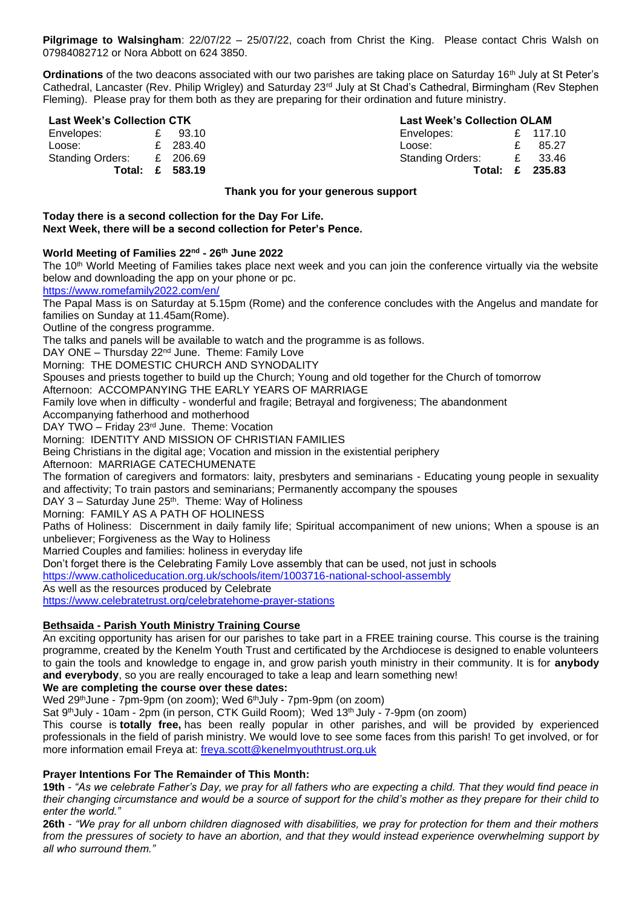**Pilgrimage to Walsingham**: 22/07/22 – 25/07/22, coach from Christ the King. Please contact Chris Walsh on 07984082712 or Nora Abbott on 624 3850.

**Ordinations** of the two deacons associated with our two parishes are taking place on Saturday 16th July at St Peter's Cathedral, Lancaster (Rev. Philip Wrigley) and Saturday 23rd July at St Chad's Cathedral, Birmingham (Rev Stephen Fleming). Please pray for them both as they are preparing for their ordination and future ministry.

| **Last Week's Collection CTK** | |
|---|---|
| Envelopes: | £ 93.10 |
| Loose: | £ 283.40 |
| Standing Orders: | £ 206.69 |
| **Total:** | **£ 583.19** |

| **Last Week's Collection OLAM** | |
|---|---|
| Envelopes: | £ 117.10 |
| Loose: | £ 85.27 |
| Standing Orders: | £ 33.46 |
| **Total:** | **£ 235.83** |

**Thank you for your generous support**

**Today there is a second collection for the Day For Life.**
**Next Week, there will be a second collection for Peter's Pence.**

**World Meeting of Families 22nd - 26th June 2022**

The 10th World Meeting of Families takes place next week and you can join the conference virtually via the website below and downloading the app on your phone or pc.

https://www.romefamily2022.com/en/

The Papal Mass is on Saturday at 5.15pm (Rome) and the conference concludes with the Angelus and mandate for families on Sunday at 11.45am(Rome).

Outline of the congress programme.

The talks and panels will be available to watch and the programme is as follows.

DAY ONE – Thursday 22nd June. Theme: Family Love

Morning: THE DOMESTIC CHURCH AND SYNODALITY

Spouses and priests together to build up the Church; Young and old together for the Church of tomorrow

Afternoon: ACCOMPANYING THE EARLY YEARS OF MARRIAGE

Family love when in difficulty - wonderful and fragile; Betrayal and forgiveness; The abandonment

Accompanying fatherhood and motherhood

DAY TWO – Friday 23rd June. Theme: Vocation

Morning: IDENTITY AND MISSION OF CHRISTIAN FAMILIES

Being Christians in the digital age; Vocation and mission in the existential periphery

Afternoon: MARRIAGE CATECHUMENATE

The formation of caregivers and formators: laity, presbyters and seminarians - Educating young people in sexuality and affectivity; To train pastors and seminarians; Permanently accompany the spouses

DAY 3 – Saturday June 25th. Theme: Way of Holiness

Morning: FAMILY AS A PATH OF HOLINESS

Paths of Holiness: Discernment in daily family life; Spiritual accompaniment of new unions; When a spouse is an unbeliever; Forgiveness as the Way to Holiness

Married Couples and families: holiness in everyday life

Don't forget there is the Celebrating Family Love assembly that can be used, not just in schools

https://www.catholiceducation.org.uk/schools/item/1003716-national-school-assembly

As well as the resources produced by Celebrate

https://www.celebratetrust.org/celebratehome-prayer-stations

**Bethsaida - Parish Youth Ministry Training Course**

An exciting opportunity has arisen for our parishes to take part in a FREE training course. This course is the training programme, created by the Kenelm Youth Trust and certificated by the Archdiocese is designed to enable volunteers to gain the tools and knowledge to engage in, and grow parish youth ministry in their community. It is for **anybody and everybody**, so you are really encouraged to take a leap and learn something new!

**We are completing the course over these dates:**

Wed 29th June - 7pm-9pm (on zoom); Wed 6th July - 7pm-9pm (on zoom)

Sat 9th July - 10am - 2pm (in person, CTK Guild Room); Wed 13th July - 7-9pm (on zoom)

This course is **totally free,** has been really popular in other parishes, and will be provided by experienced professionals in the field of parish ministry. We would love to see some faces from this parish! To get involved, or for more information email Freya at: freya.scott@kenelmyouthtrust.org.uk

**Prayer Intentions For The Remainder of This Month:**

**19th** - *"As we celebrate Father's Day, we pray for all fathers who are expecting a child. That they would find peace in their changing circumstance and would be a source of support for the child's mother as they prepare for their child to enter the world."*

**26th** - *"We pray for all unborn children diagnosed with disabilities, we pray for protection for them and their mothers from the pressures of society to have an abortion, and that they would instead experience overwhelming support by all who surround them."*